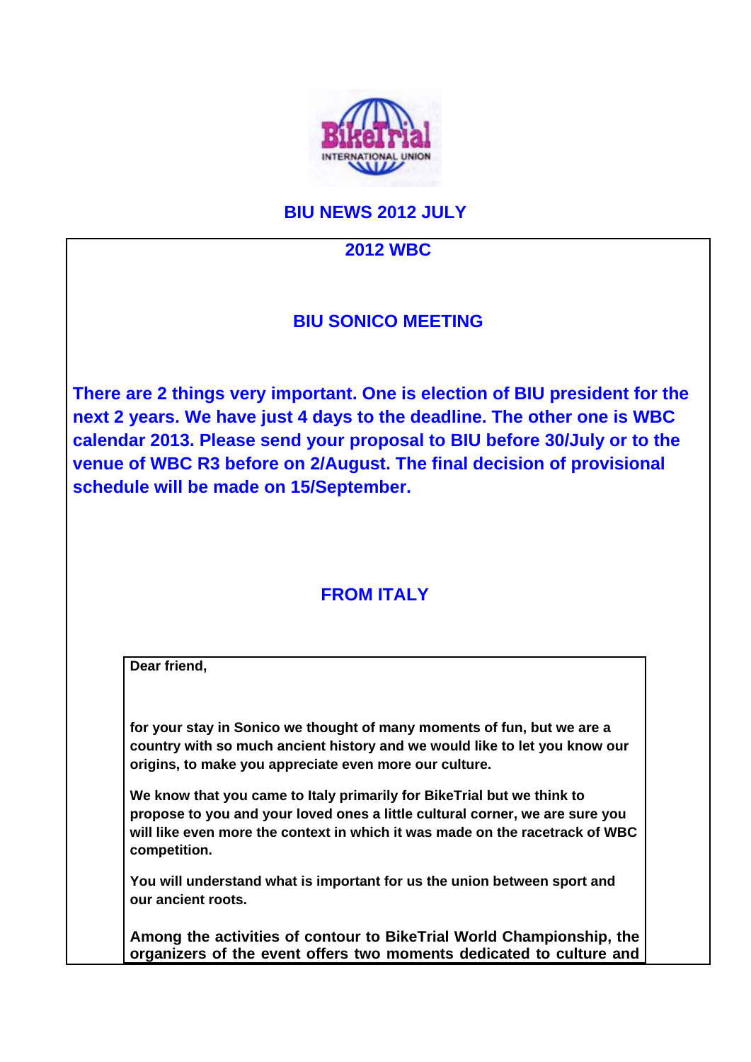# BIU NEWS 2012 JULY

## 2012 WBC

### BIU SONICO MEETING

**There are 2 things very important. One is election of BIU president for the next 2 years. We have just 4 days to the deadline. The other one is WBC calendar 2013. Please send your proposal to BIU before 30/July or to the venue of WBC R3 before on 2/August. The final decision of provisional schedule will be made on 15/September.**

### FROM ITALY

**Dear friend,**

**for your stay in Sonico we thought of many moments of fun, but we are a country with so much ancient history and we would like to let you know our origins, to make you appreciate even more our culture.**

**We know that you came to Italy primarily for BikeTrial but we think to propose to you and your loved ones a little cultural corner, we are sure you will like even more the context in which it was made on the racetrack of WBC competition.**

**You will understand what is important for us the union between sport and our ancient roots.**

**Among the activities of contour to BikeTrial World Championship, the organizers of the event offers two moments dedicated to culture and**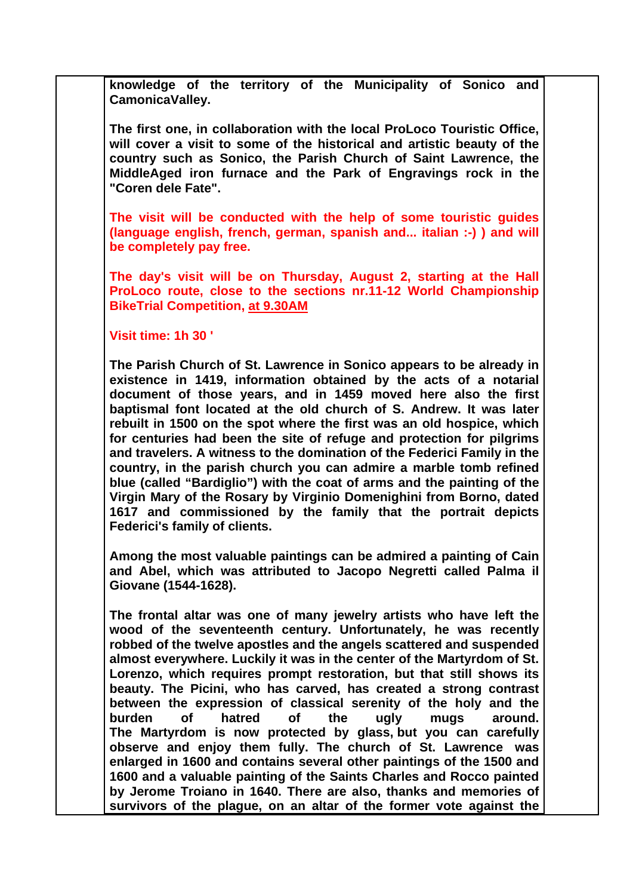**knowledge of the territory of the Municipality of Sonico and CamonicaValley.**

**The first one, in collaboration with the local ProLoco Touristic Office, will cover a visit to some of the historical and artistic beauty of the country such as Sonico, the Parish Church of Saint Lawrence, the MiddleAged iron furnace and the Park of Engravings rock in the "Coren dele Fate".**

**The visit will be conducted with the help of some touristic guides (language english, french, german, spanish and... italian :-) ) and will be completely pay free.**

**The day's visit will be on Thursday, August 2, starting at the Hall ProLoco route, close to the sections nr.11-12 World Championship BikeTrial Competition, at 9.30AM**

**Visit time: 1h 30 '**

**The Parish Church of St. Lawrence in Sonico appears to be already in existence in 1419, information obtained by the acts of a notarial document of those years, and in 1459 moved here also the first baptismal font located at the old church of S. Andrew. It was later rebuilt in 1500 on the spot where the first was an old hospice, which for centuries had been the site of refuge and protection for pilgrims and travelers. A witness to the domination of the Federici Family in the country, in the parish church you can admire a marble tomb refined blue (called "Bardiglio") with the coat of arms and the painting of the Virgin Mary of the Rosary by Virginio Domenighini from Borno, dated 1617 and commissioned by the family that the portrait depicts Federici's family of clients.**

**Among the most valuable paintings can be admired a painting of Cain and Abel, which was attributed to Jacopo Negretti called Palma il Giovane (1544-1628).**

**The frontal altar was one of many jewelry artists who have left the wood of the seventeenth century. Unfortunately, he was recently robbed of the twelve apostles and the angels scattered and suspended almost everywhere. Luckily it was in the center of the Martyrdom of St. Lorenzo, which requires prompt restoration, but that still shows its beauty. The Picini, who has carved, has created a strong contrast between the expression of classical serenity of the holy and the burden of hatred of the ugly mugs around. The Martyrdom is now protected by glass, but you can carefully observe and enjoy them fully. The church of St. Lawrence was enlarged in 1600 and contains several other paintings of the 1500 and 1600 and a valuable painting of the Saints Charles and Rocco painted by Jerome Troiano in 1640. There are also, thanks and memories of survivors of the plague, on an altar of the former vote against the**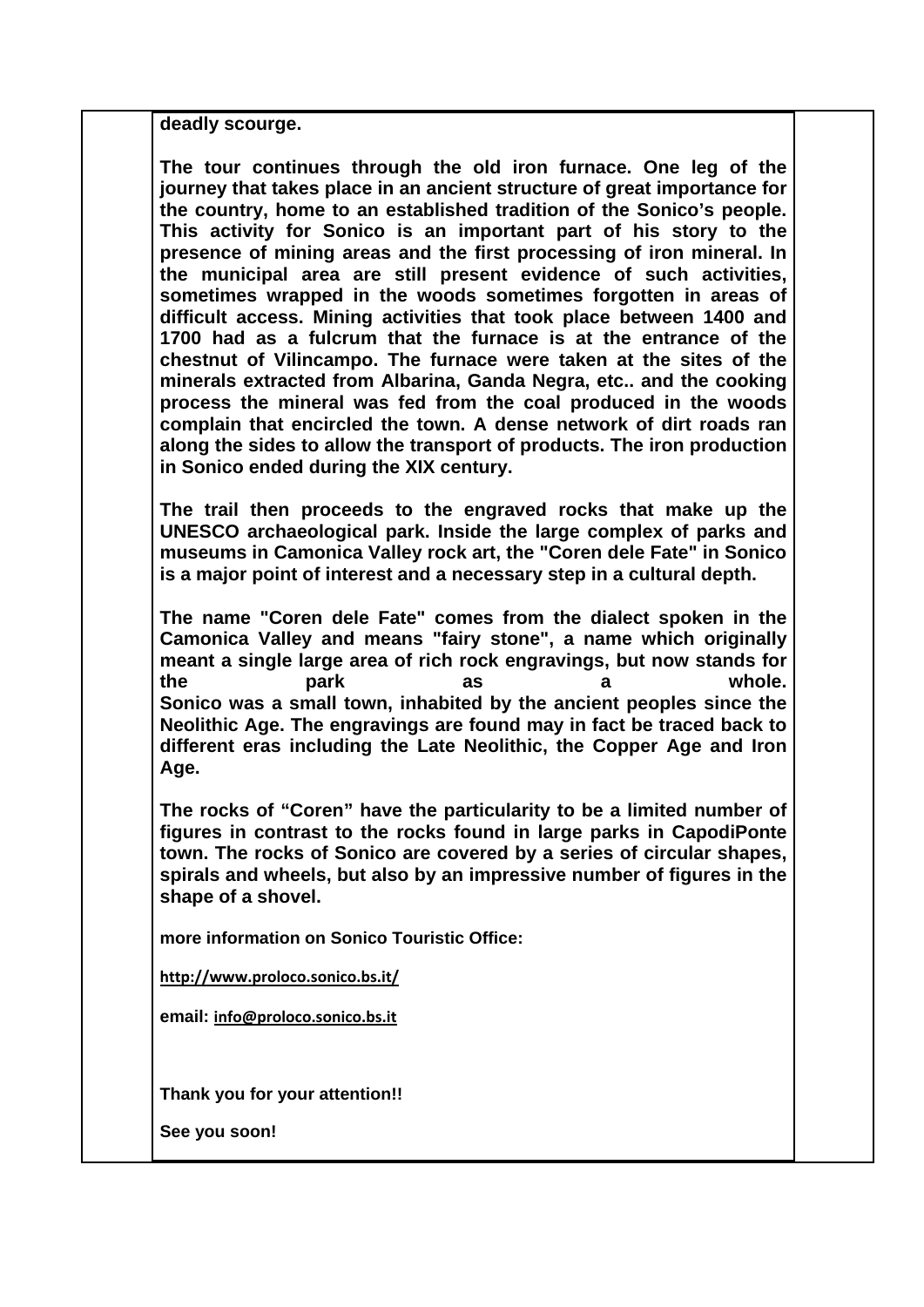**deadly scourge.**

**The tour continues through the old iron furnace. One leg of the journey that takes place in an ancient structure of great importance for the country, home to an established tradition of the Sonico's people. This activity for Sonico is an important part of his story to the presence of mining areas and the first processing of iron mineral. In the municipal area are still present evidence of such activities, sometimes wrapped in the woods sometimes forgotten in areas of difficult access. Mining activities that took place between 1400 and 1700 had as a fulcrum that the furnace is at the entrance of the chestnut of Vilincampo. The furnace were taken at the sites of the minerals extracted from Albarina, Ganda Negra, etc.. and the cooking process the mineral was fed from the coal produced in the woods complain that encircled the town. A dense network of dirt roads ran along the sides to allow the transport of products. The iron production in Sonico ended during the XIX century.**

**The trail then proceeds to the engraved rocks that make up the UNESCO archaeological park. Inside the large complex of parks and museums in Camonica Valley rock art, the "Coren dele Fate" in Sonico is a major point of interest and a necessary step in a cultural depth.**

**The name "Coren dele Fate" comes from the dialect spoken in the Camonica Valley and means "fairy stone", a name which originally meant a single large area of rich rock engravings, but now stands for the park as a whole.**
**Sonico was a small town, inhabited by the ancient peoples since the Neolithic Age. The engravings are found may in fact be traced back to different eras including the Late Neolithic, the Copper Age and Iron Age.**

**The rocks of "Coren" have the particularity to be a limited number of figures in contrast to the rocks found in large parks in CapodiPonte town. The rocks of Sonico are covered by a series of circular shapes, spirals and wheels, but also by an impressive number of figures in the shape of a shovel.**

**more information on Sonico Touristic Office:**

**http://www.proloco.sonico.bs.it/**

**email: info@proloco.sonico.bs.it**

**Thank you for your attention!!**

**See you soon!**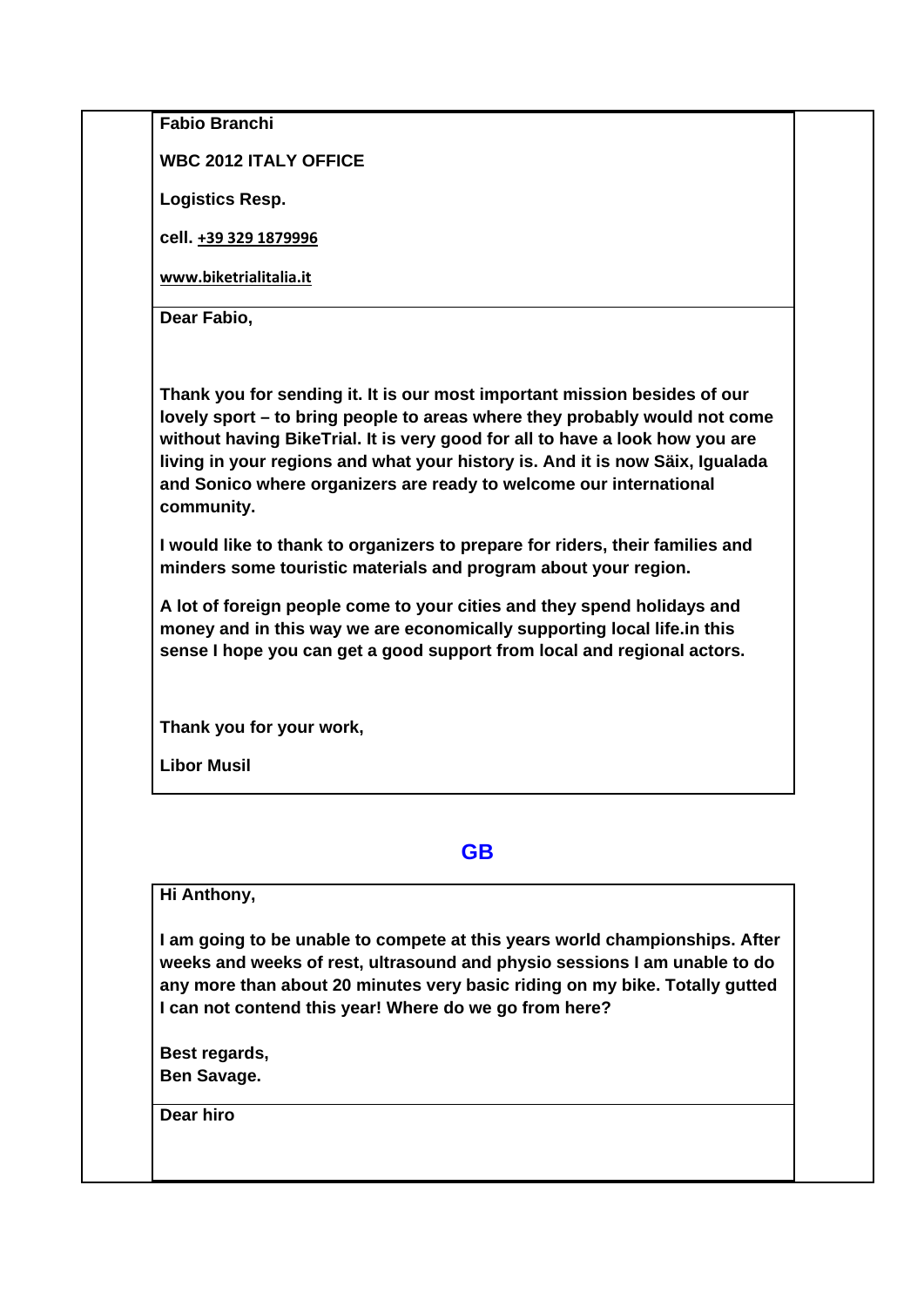**Fabio Branchi**

**WBC 2012 ITALY OFFICE**

**Logistics Resp.**

**cell. +39 329 1879996**

**www.biketrialitalia.it**

**Dear Fabio,**

**Thank you for sending it. It is our most important mission besides of our lovely sport – to bring people to areas where they probably would not come without having BikeTrial. It is very good for all to have a look how you are living in your regions and what your history is. And it is now Säix, Igualada and Sonico where organizers are ready to welcome our international community.**

**I would like to thank to organizers to prepare for riders, their families and minders some touristic materials and program about your region.**

**A lot of foreign people come to your cities and they spend holidays and money and in this way we are economically supporting local life.in this sense I hope you can get a good support from local and regional actors.**

**Thank you for your work,**

**Libor Musil**

## GB

**Hi Anthony,**

**I am going to be unable to compete at this years world championships. After weeks and weeks of rest, ultrasound and physio sessions I am unable to do any more than about 20 minutes very basic riding on my bike. Totally gutted I can not contend this year! Where do we go from here?**

**Best regards,**
**Ben Savage.**

**Dear hiro**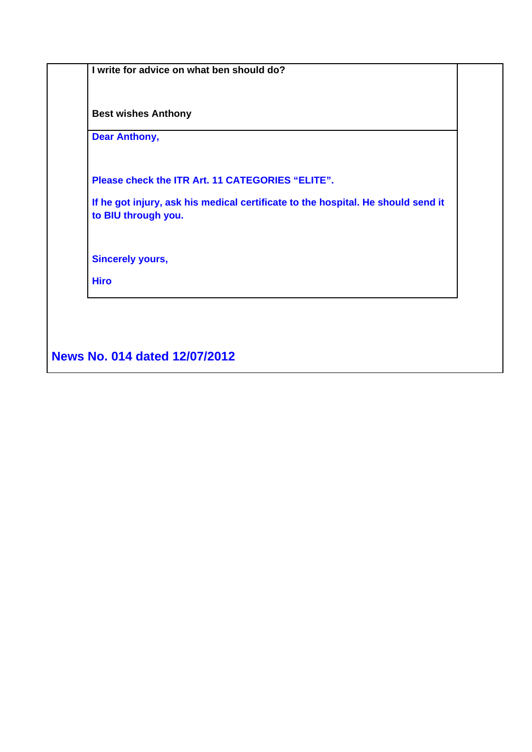**I write for advice on what ben should do?**

**Best wishes Anthony**

**Dear Anthony,**

**Please check the ITR Art. 11 CATEGORIES "ELITE".**

**If he got injury, ask his medical certificate to the hospital. He should send it to BIU through you.**

**Sincerely yours,**

**Hiro**

## News No. 014 dated 12/07/2012